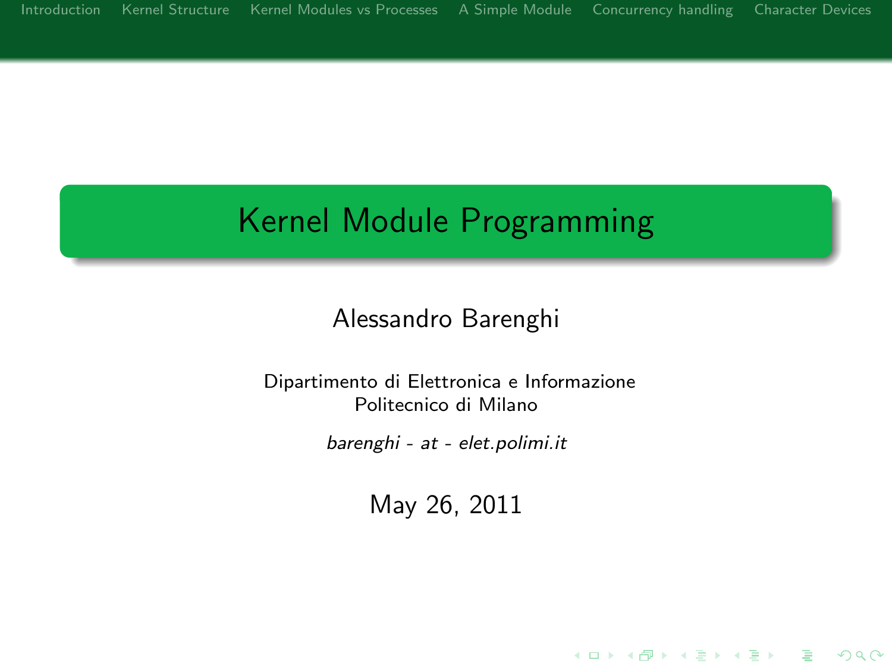# Kernel Module Programming

Alessandro Barenghi

Dipartimento di Elettronica e Informazione
Politecnico di Milano

*barenghi - at - elet.polimi.it*

May 26, 2011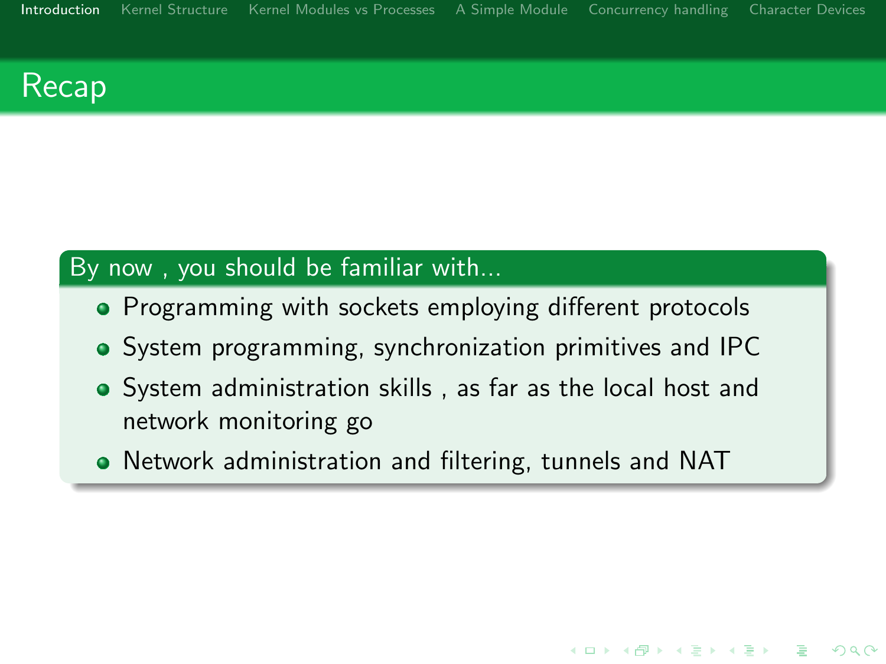# Recap

**By now , you should be familiar with...**

- Programming with sockets employing different protocols
- System programming, synchronization primitives and IPC
- System administration skills , as far as the local host and network monitoring go
- Network administration and filtering, tunnels and NAT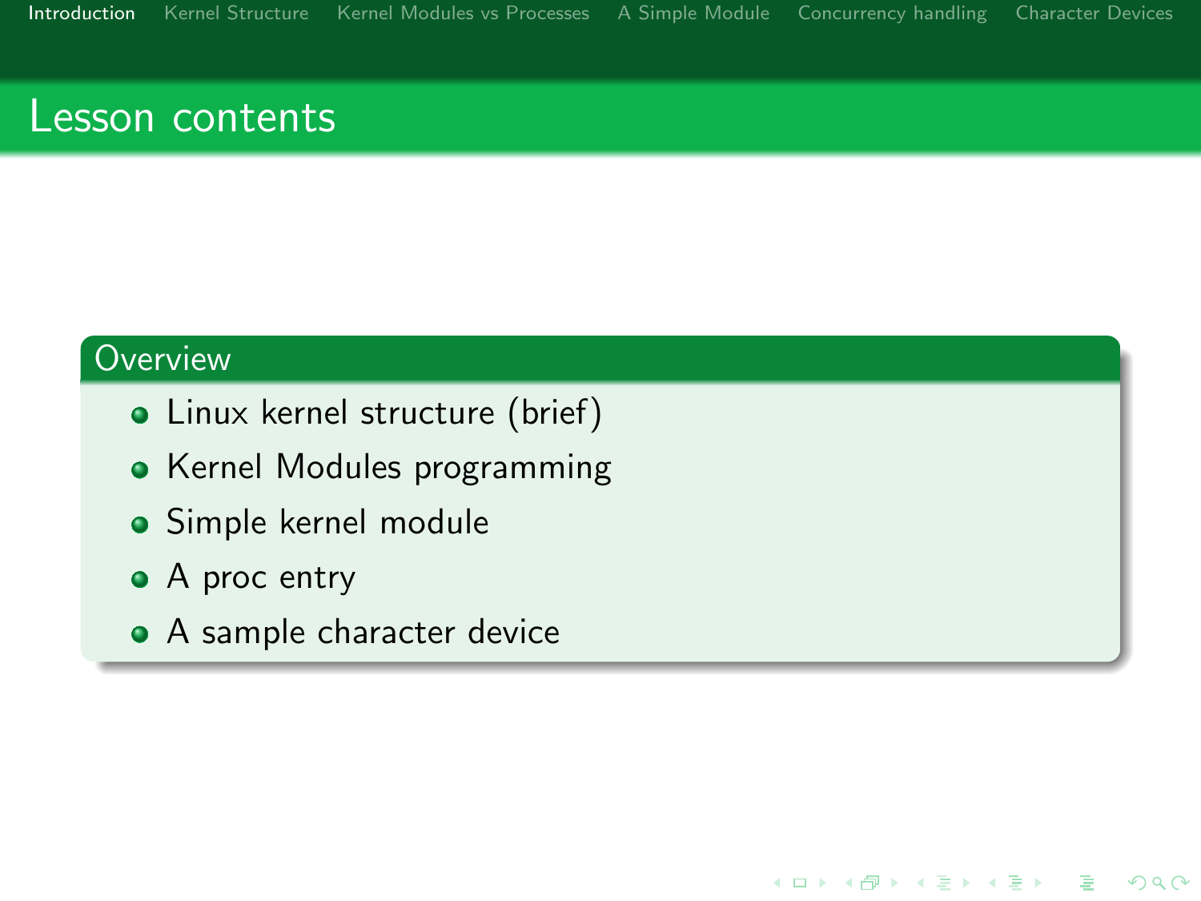# Lesson contents

## Overview

- Linux kernel structure (brief)
- Kernel Modules programming
- Simple kernel module
- A proc entry
- A sample character device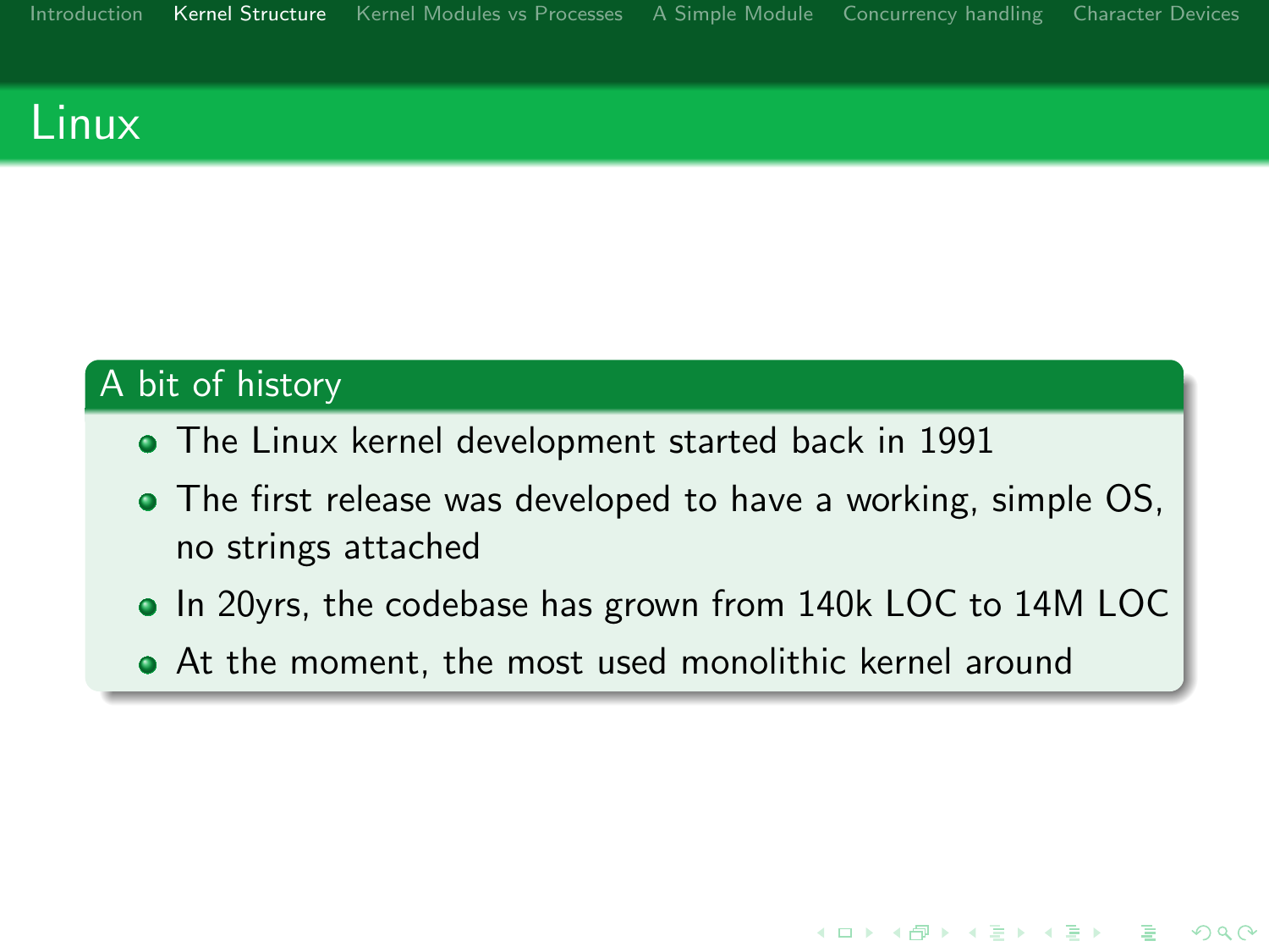# Linux

## A bit of history

- The Linux kernel development started back in 1991
- The first release was developed to have a working, simple OS, no strings attached
- In 20yrs, the codebase has grown from 140k LOC to 14M LOC
- At the moment, the most used monolithic kernel around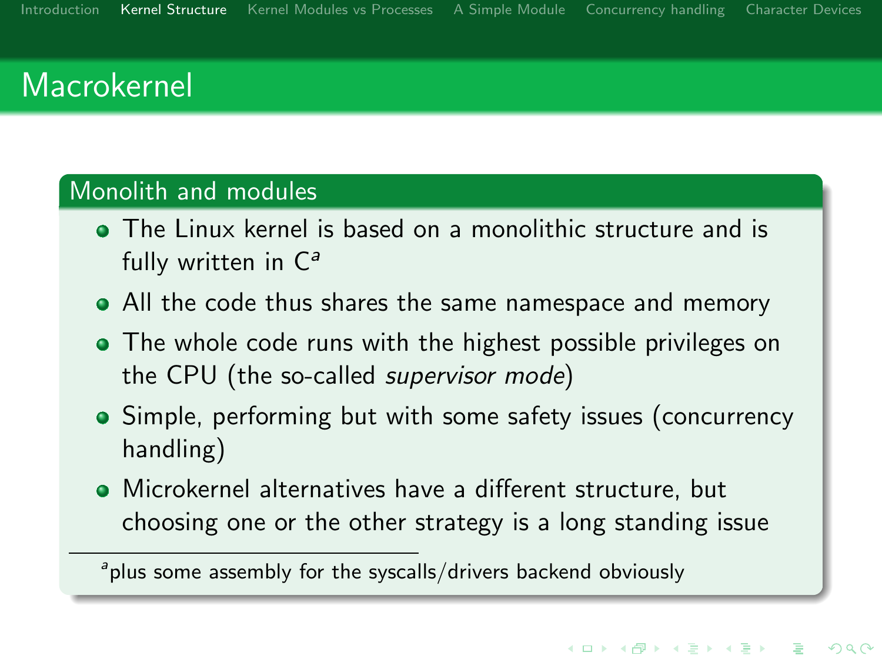# Macrokernel

## Monolith and modules

- The Linux kernel is based on a monolithic structure and is fully written in C[a]
- All the code thus shares the same namespace and memory
- The whole code runs with the highest possible privileges on the CPU (the so-called *supervisor mode*)
- Simple, performing but with some safety issues (concurrency handling)
- Microkernel alternatives have a different structure, but choosing one or the other strategy is a long standing issue

[a] plus some assembly for the syscalls/drivers backend obviously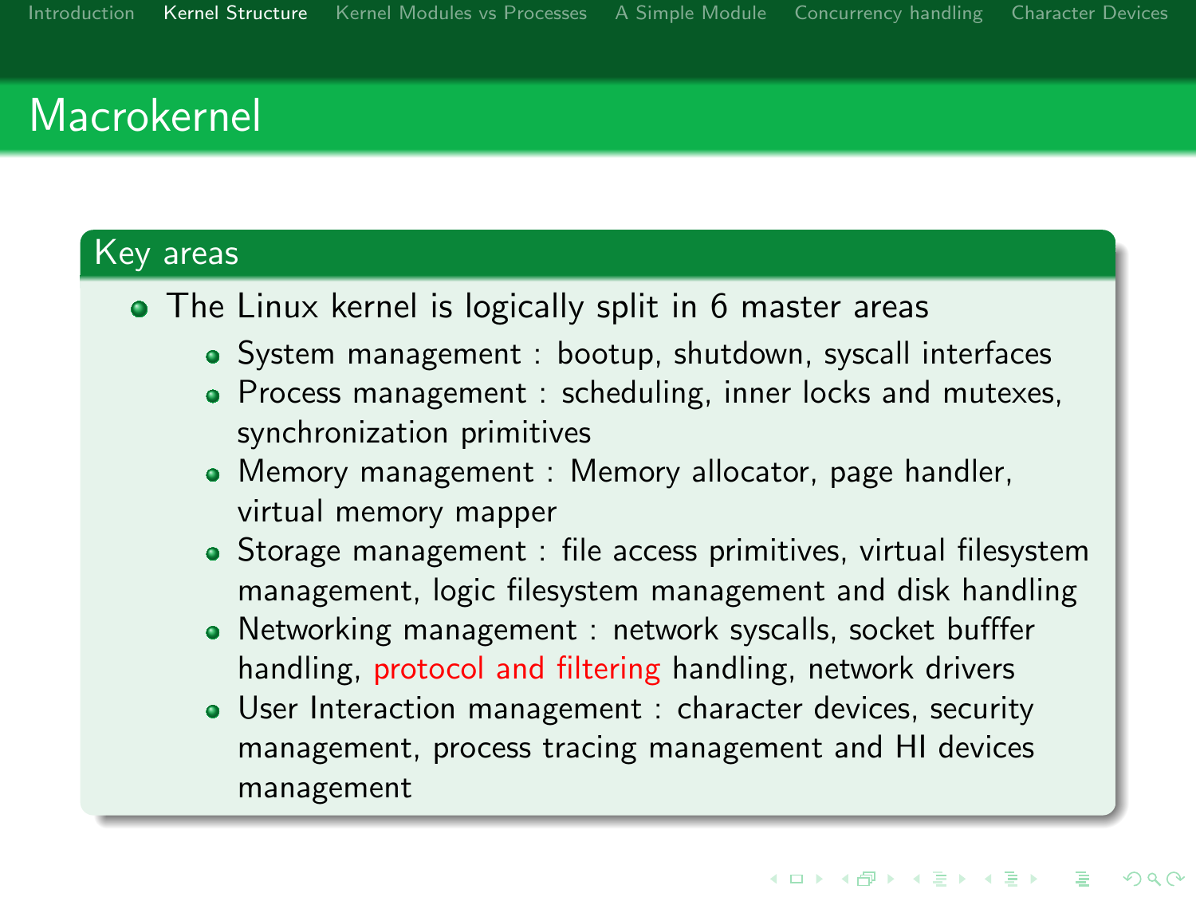# Macrokernel

## Key areas

- The Linux kernel is logically split in 6 master areas
  - System management : bootup, shutdown, syscall interfaces
  - Process management : scheduling, inner locks and mutexes, synchronization primitives
  - Memory management : Memory allocator, page handler, virtual memory mapper
  - Storage management : file access primitives, virtual filesystem management, logic filesystem management and disk handling
  - Networking management : network syscalls, socket bufffer handling, protocol and filtering handling, network drivers
  - User Interaction management : character devices, security management, process tracing management and HI devices management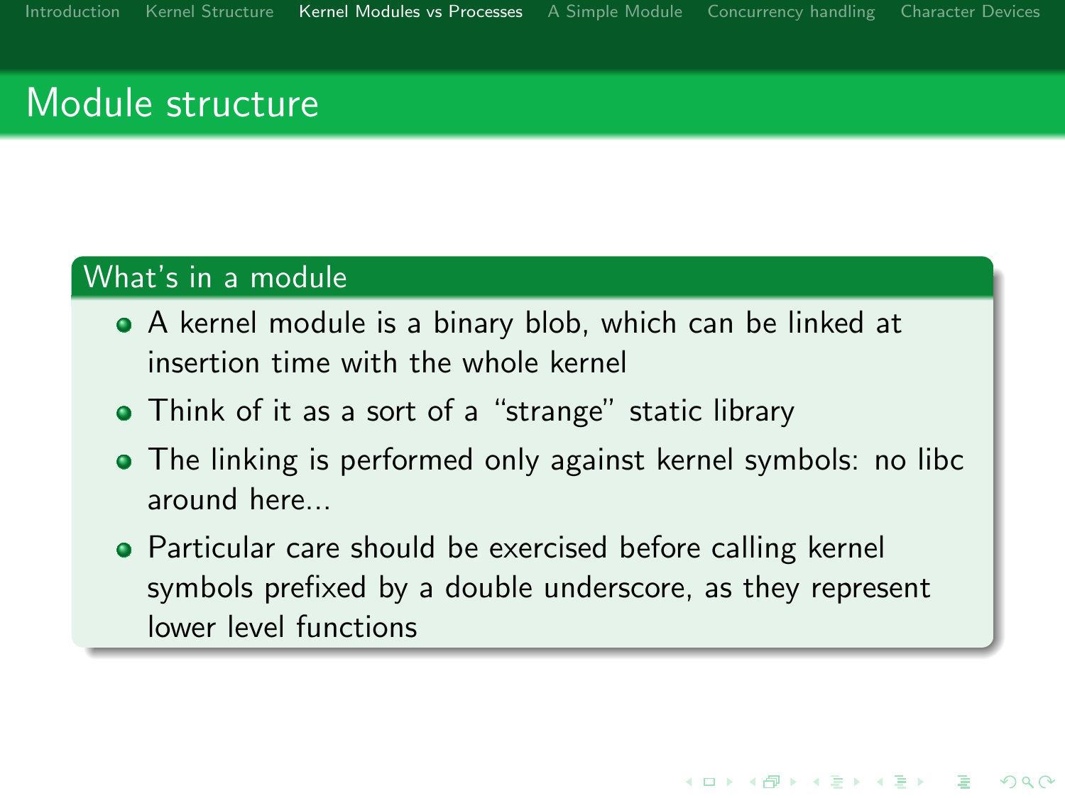# Module structure

## What's in a module

- A kernel module is a binary blob, which can be linked at insertion time with the whole kernel
- Think of it as a sort of a “strange” static library
- The linking is performed only against kernel symbols: no libc around here...
- Particular care should be exercised before calling kernel symbols prefixed by a double underscore, as they represent lower level functions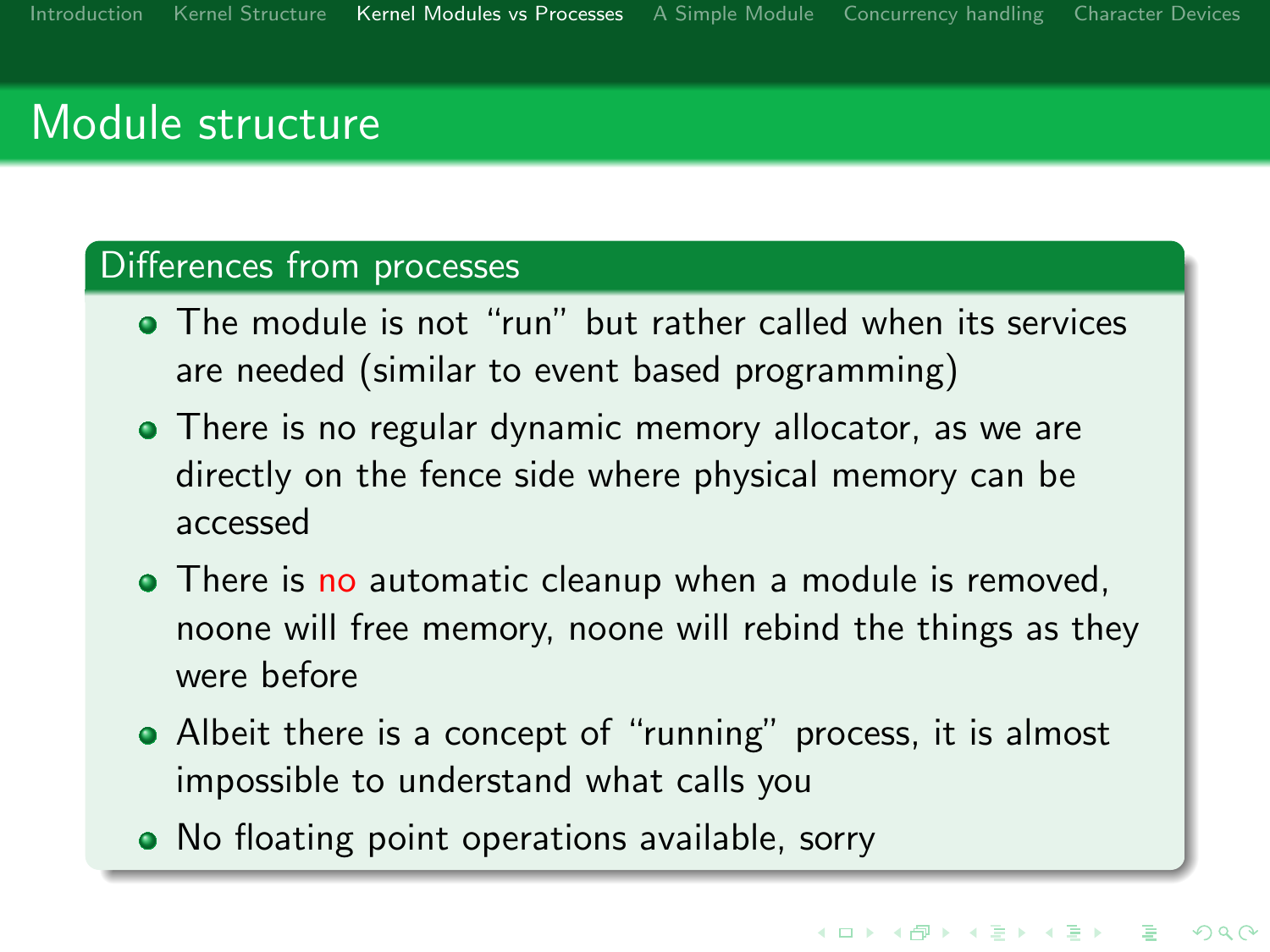# Module structure

## Differences from processes

- The module is not "run" but rather called when its services are needed (similar to event based programming)
- There is no regular dynamic memory allocator, as we are directly on the fence side where physical memory can be accessed
- There is no automatic cleanup when a module is removed, noone will free memory, noone will rebind the things as they were before
- Albeit there is a concept of "running" process, it is almost impossible to understand what calls you
- No floating point operations available, sorry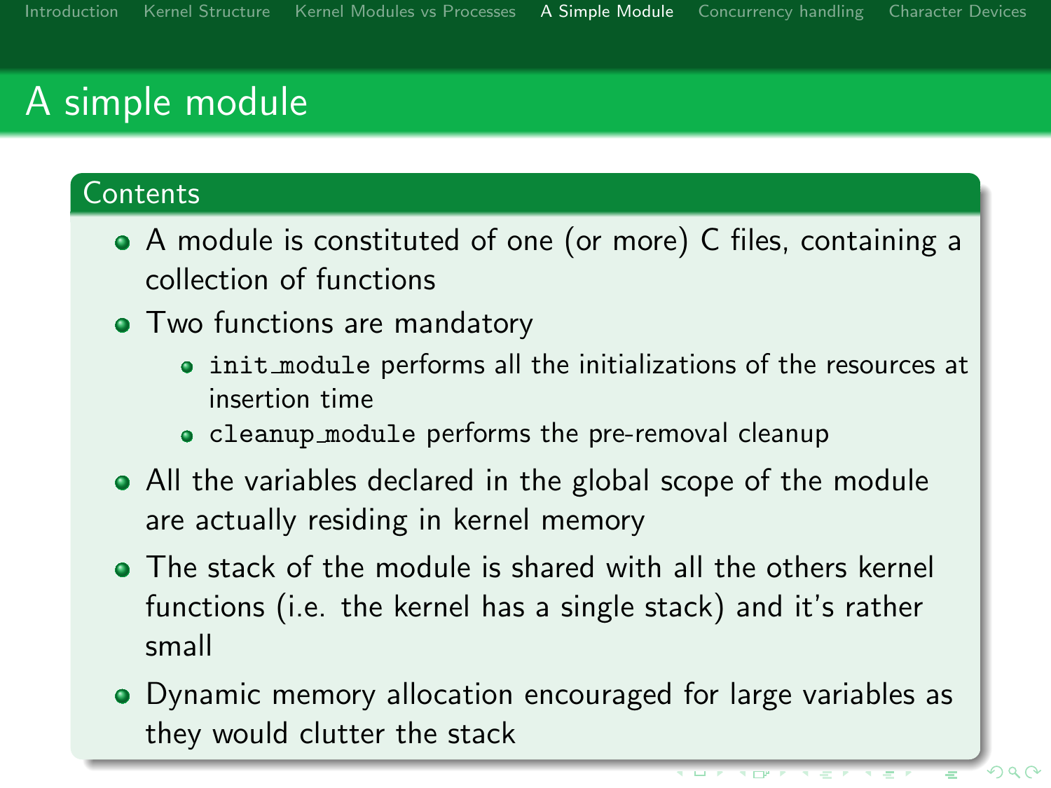# A simple module

## Contents

- A module is constituted of one (or more) C files, containing a collection of functions
- Two functions are mandatory
  - `init_module` performs all the initializations of the resources at insertion time
  - `cleanup_module` performs the pre-removal cleanup
- All the variables declared in the global scope of the module are actually residing in kernel memory
- The stack of the module is shared with all the others kernel functions (i.e. the kernel has a single stack) and it's rather small
- Dynamic memory allocation encouraged for large variables as they would clutter the stack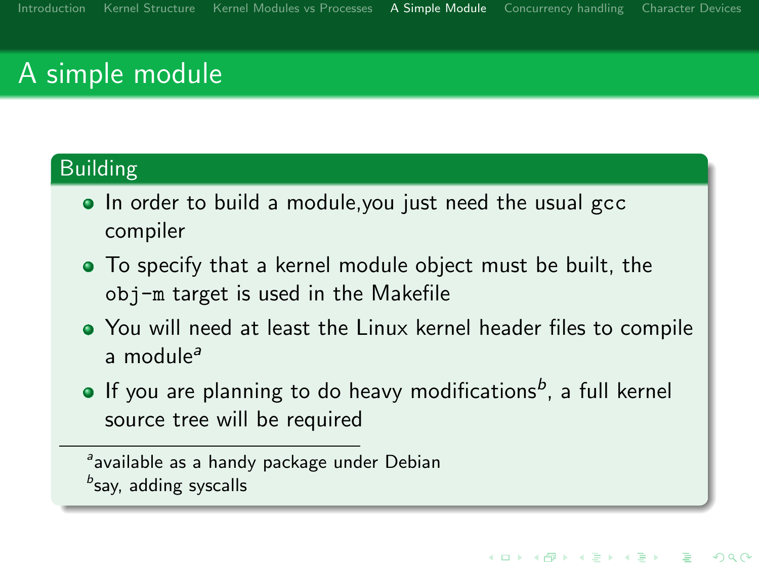# A simple module

## Building

- In order to build a module,you just need the usual gcc compiler
- To specify that a kernel module object must be built, the `obj-m` target is used in the Makefile
- You will need at least the Linux kernel header files to compile a module[a]
- If you are planning to do heavy modifications[b], a full kernel source tree will be required

[a] available as a handy package under Debian
[b] say, adding syscalls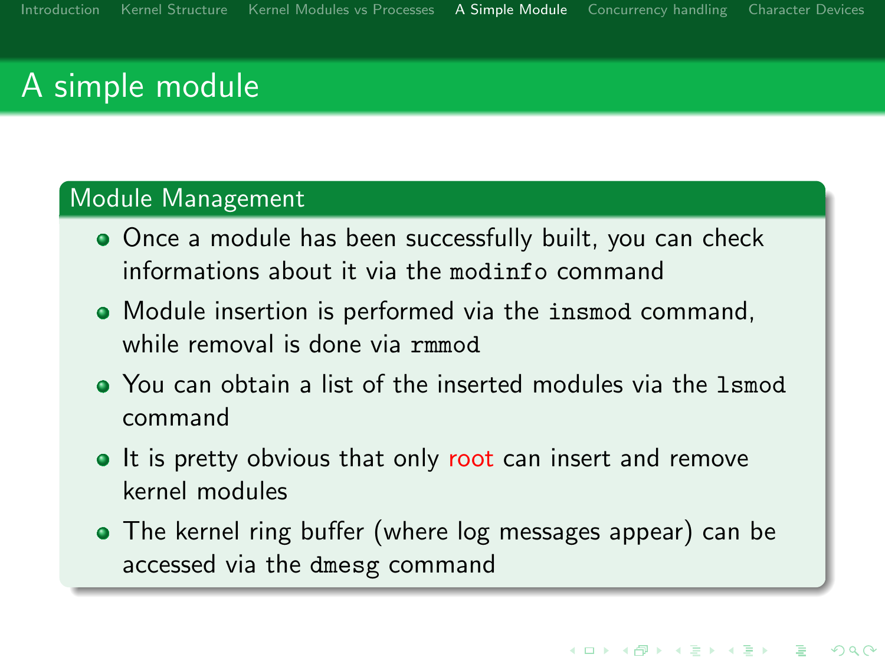# A simple module

## Module Management

- Once a module has been successfully built, you can check informations about it via the `modinfo` command
- Module insertion is performed via the `insmod` command, while removal is done via `rmmod`
- You can obtain a list of the inserted modules via the `lsmod` command
- It is pretty obvious that only root can insert and remove kernel modules
- The kernel ring buffer (where log messages appear) can be accessed via the `dmesg` command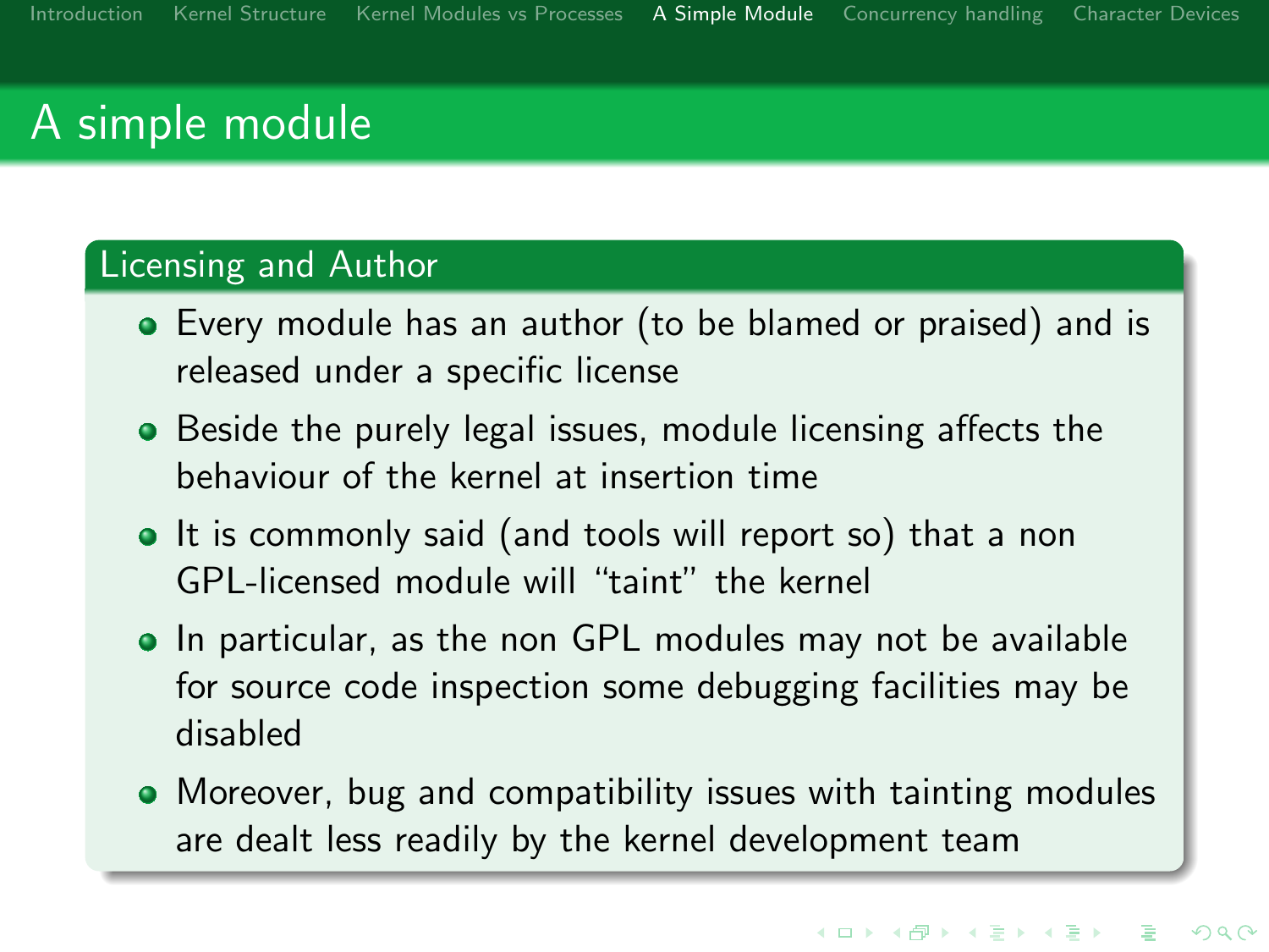# A simple module

## Licensing and Author

- Every module has an author (to be blamed or praised) and is released under a specific license
- Beside the purely legal issues, module licensing affects the behaviour of the kernel at insertion time
- It is commonly said (and tools will report so) that a non GPL-licensed module will “taint” the kernel
- In particular, as the non GPL modules may not be available for source code inspection some debugging facilities may be disabled
- Moreover, bug and compatibility issues with tainting modules are dealt less readily by the kernel development team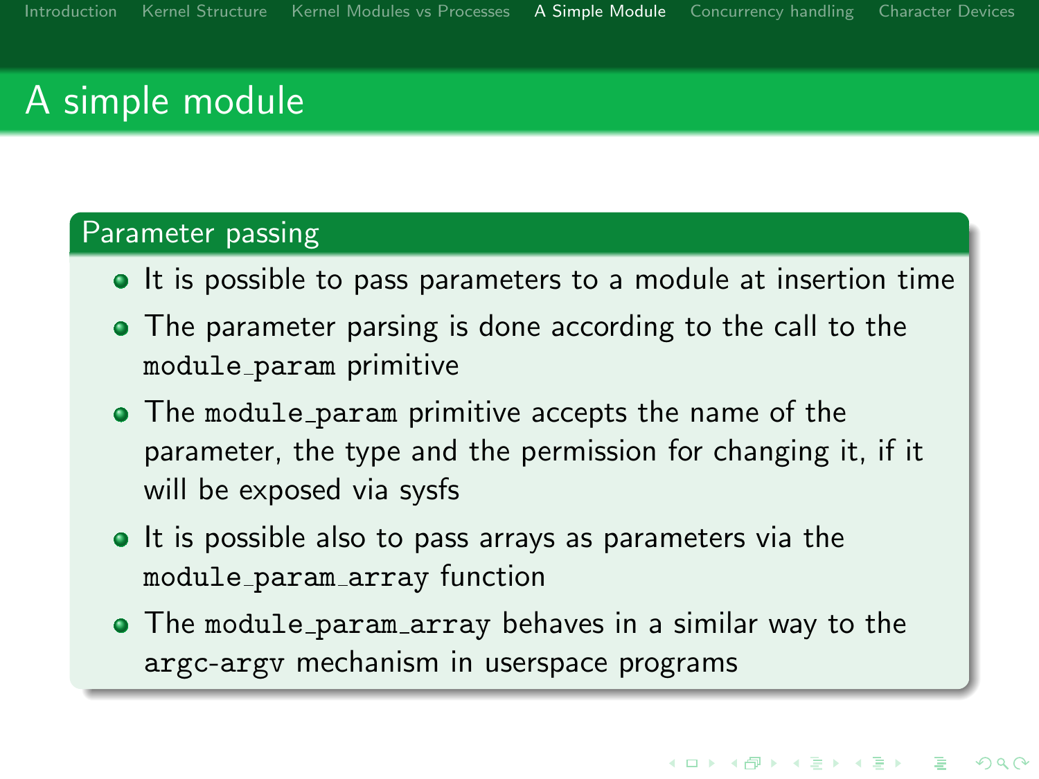# A simple module

## Parameter passing

- It is possible to pass parameters to a module at insertion time
- The parameter parsing is done according to the call to the `module_param` primitive
- The `module_param` primitive accepts the name of the parameter, the type and the permission for changing it, if it will be exposed via sysfs
- It is possible also to pass arrays as parameters via the `module_param_array` function
- The `module_param_array` behaves in a similar way to the `argc-argv` mechanism in userspace programs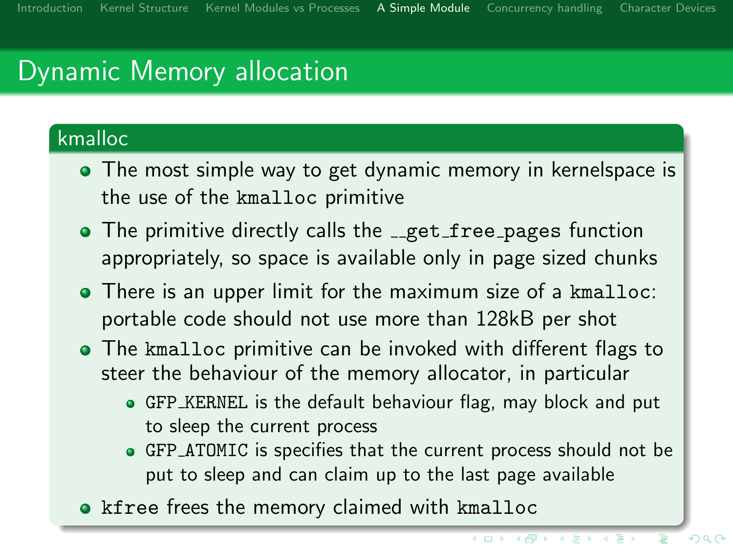# Dynamic Memory allocation

## kmalloc

- The most simple way to get dynamic memory in kernelspace is the use of the `kmalloc` primitive
- The primitive directly calls the `__get_free_pages` function appropriately, so space is available only in page sized chunks
- There is an upper limit for the maximum size of a `kmalloc`: portable code should not use more than 128kB per shot
- The `kmalloc` primitive can be invoked with different flags to steer the behaviour of the memory allocator, in particular
  - `GFP_KERNEL` is the default behaviour flag, may block and put to sleep the current process
  - `GFP_ATOMIC` is specifies that the current process should not be put to sleep and can claim up to the last page available
- `kfree` frees the memory claimed with `kmalloc`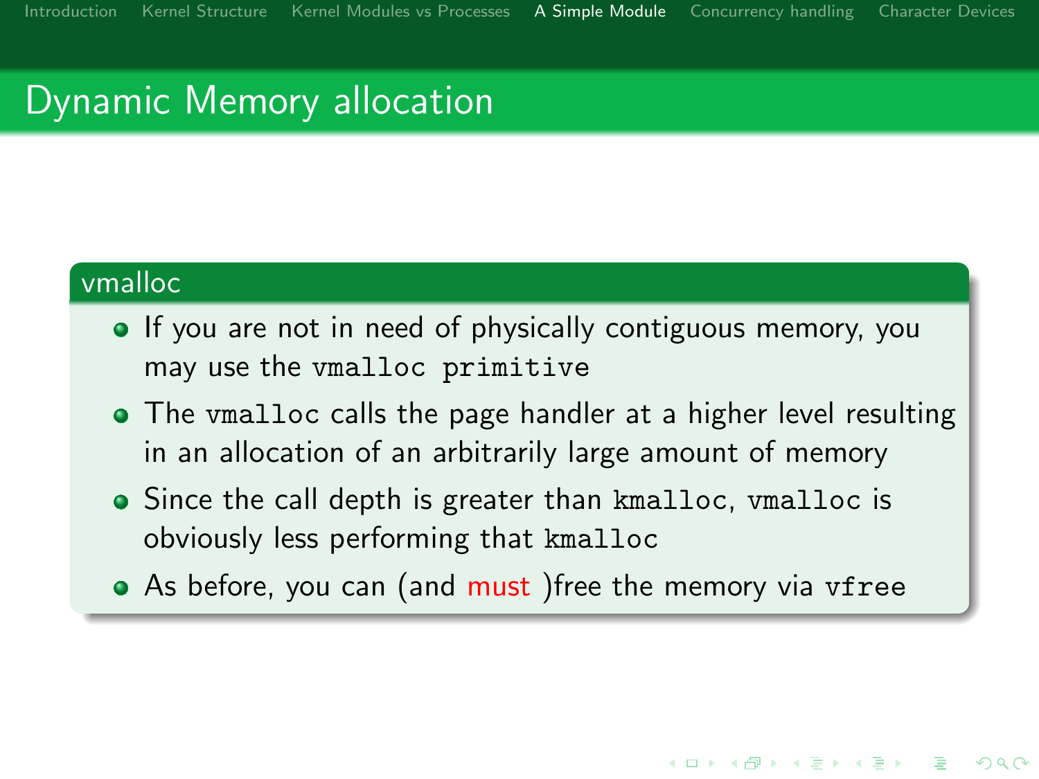# Dynamic Memory allocation

## vmalloc

- If you are not in need of physically contiguous memory, you may use the `vmalloc primitive`
- The `vmalloc` calls the page handler at a higher level resulting in an allocation of an arbitrarily large amount of memory
- Since the call depth is greater than `kmalloc`, `vmalloc` is obviously less performing that `kmalloc`
- As before, you can (and must )free the memory via `vfree`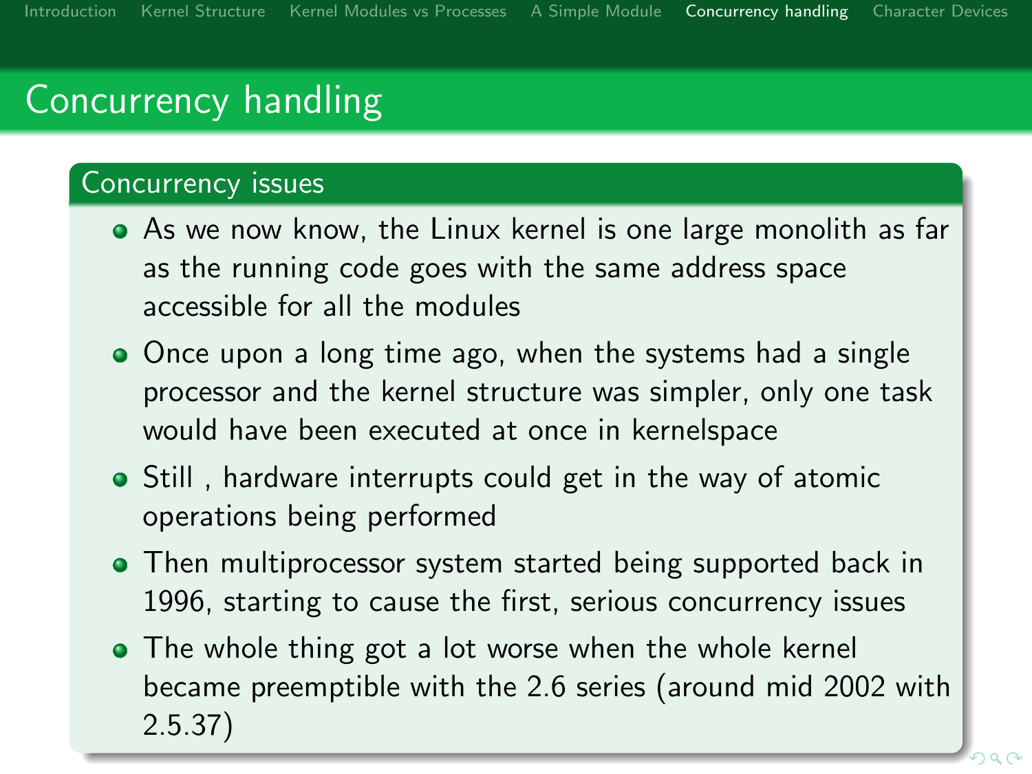# Concurrency handling

## Concurrency issues

- As we now know, the Linux kernel is one large monolith as far as the running code goes with the same address space accessible for all the modules
- Once upon a long time ago, when the systems had a single processor and the kernel structure was simpler, only one task would have been executed at once in kernelspace
- Still , hardware interrupts could get in the way of atomic operations being performed
- Then multiprocessor system started being supported back in 1996, starting to cause the first, serious concurrency issues
- The whole thing got a lot worse when the whole kernel became preemptible with the 2.6 series (around mid 2002 with 2.5.37)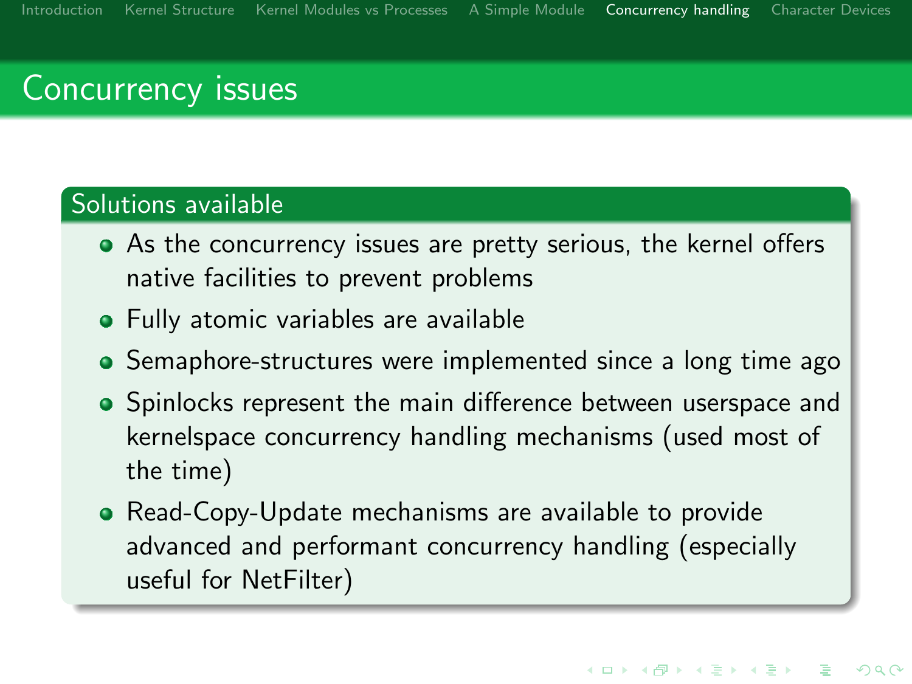# Concurrency issues

## Solutions available

- As the concurrency issues are pretty serious, the kernel offers native facilities to prevent problems
- Fully atomic variables are available
- Semaphore-structures were implemented since a long time ago
- Spinlocks represent the main difference between userspace and kernelspace concurrency handling mechanisms (used most of the time)
- Read-Copy-Update mechanisms are available to provide advanced and performant concurrency handling (especially useful for NetFilter)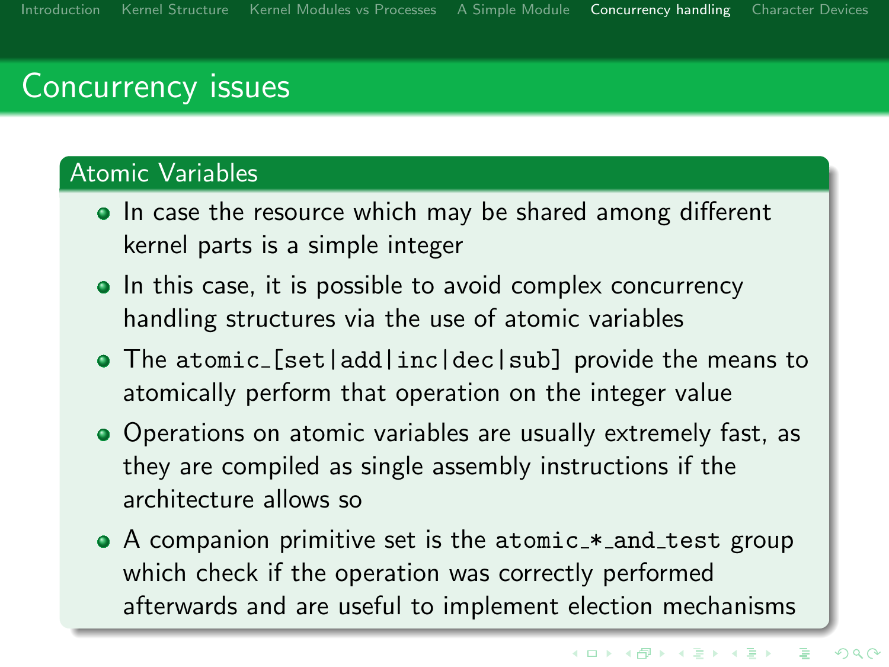# Concurrency issues

## Atomic Variables

- In case the resource which may be shared among different kernel parts is a simple integer
- In this case, it is possible to avoid complex concurrency handling structures via the use of atomic variables
- The `atomic_[set|add|inc|dec|sub]` provide the means to atomically perform that operation on the integer value
- Operations on atomic variables are usually extremely fast, as they are compiled as single assembly instructions if the architecture allows so
- A companion primitive set is the `atomic_*_and_test` group which check if the operation was correctly performed afterwards and are useful to implement election mechanisms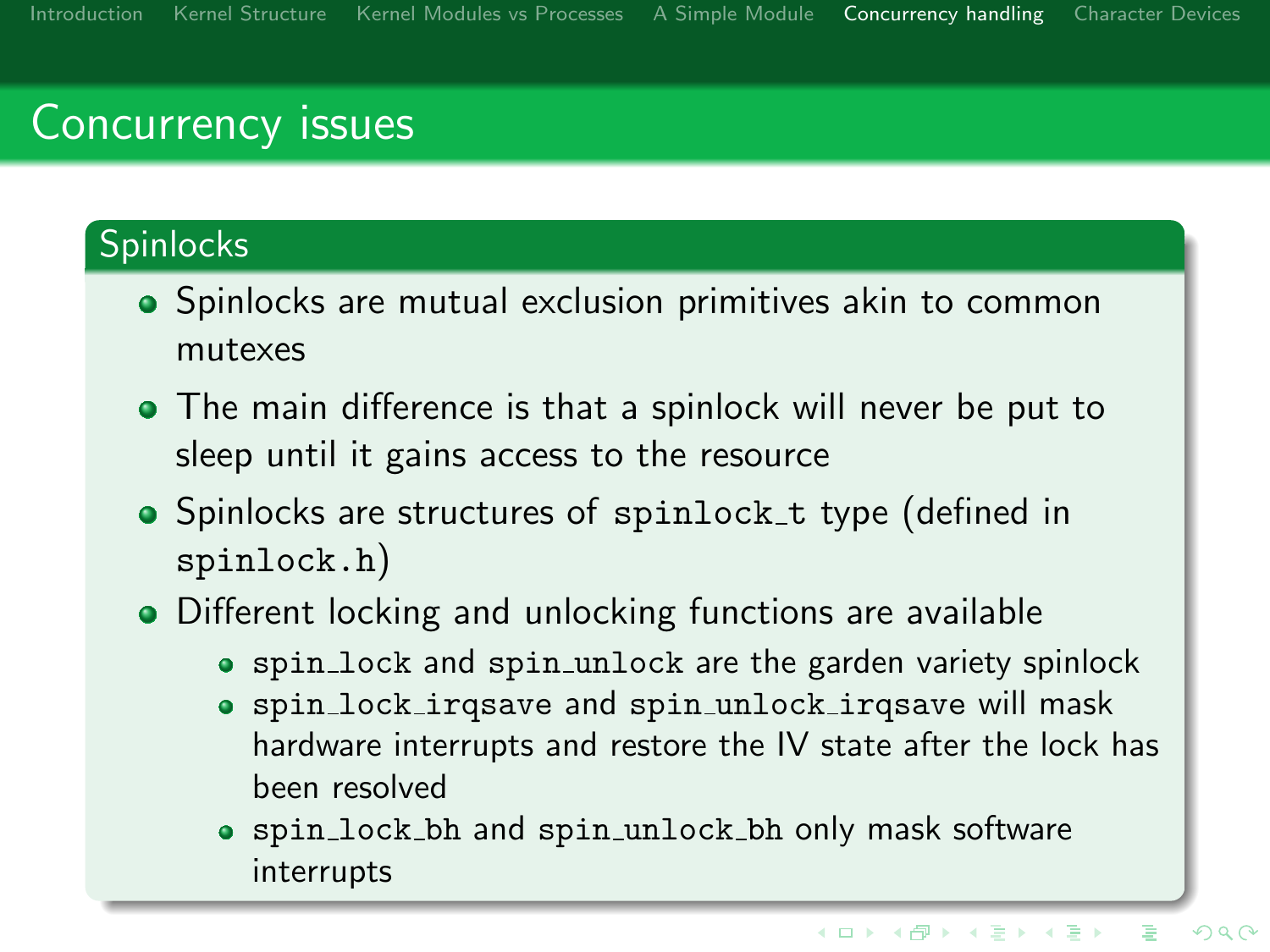# Concurrency issues

## Spinlocks

- Spinlocks are mutual exclusion primitives akin to common mutexes
- The main difference is that a spinlock will never be put to sleep until it gains access to the resource
- Spinlocks are structures of `spinlock_t` type (defined in `spinlock.h`)
- Different locking and unlocking functions are available
  - `spin_lock` and `spin_unlock` are the garden variety spinlock
  - `spin_lock_irqsave` and `spin_unlock_irqsave` will mask hardware interrupts and restore the IV state after the lock has been resolved
  - `spin_lock_bh` and `spin_unlock_bh` only mask software interrupts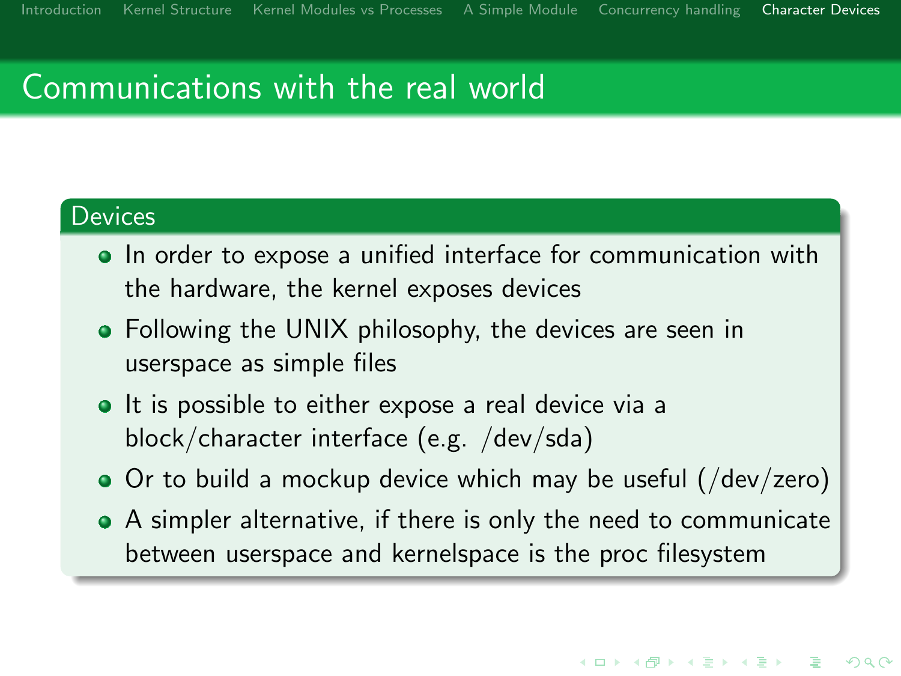# Communications with the real world

## Devices

- In order to expose a unified interface for communication with the hardware, the kernel exposes devices
- Following the UNIX philosophy, the devices are seen in userspace as simple files
- It is possible to either expose a real device via a block/character interface (e.g. /dev/sda)
- Or to build a mockup device which may be useful (/dev/zero)
- A simpler alternative, if there is only the need to communicate between userspace and kernelspace is the proc filesystem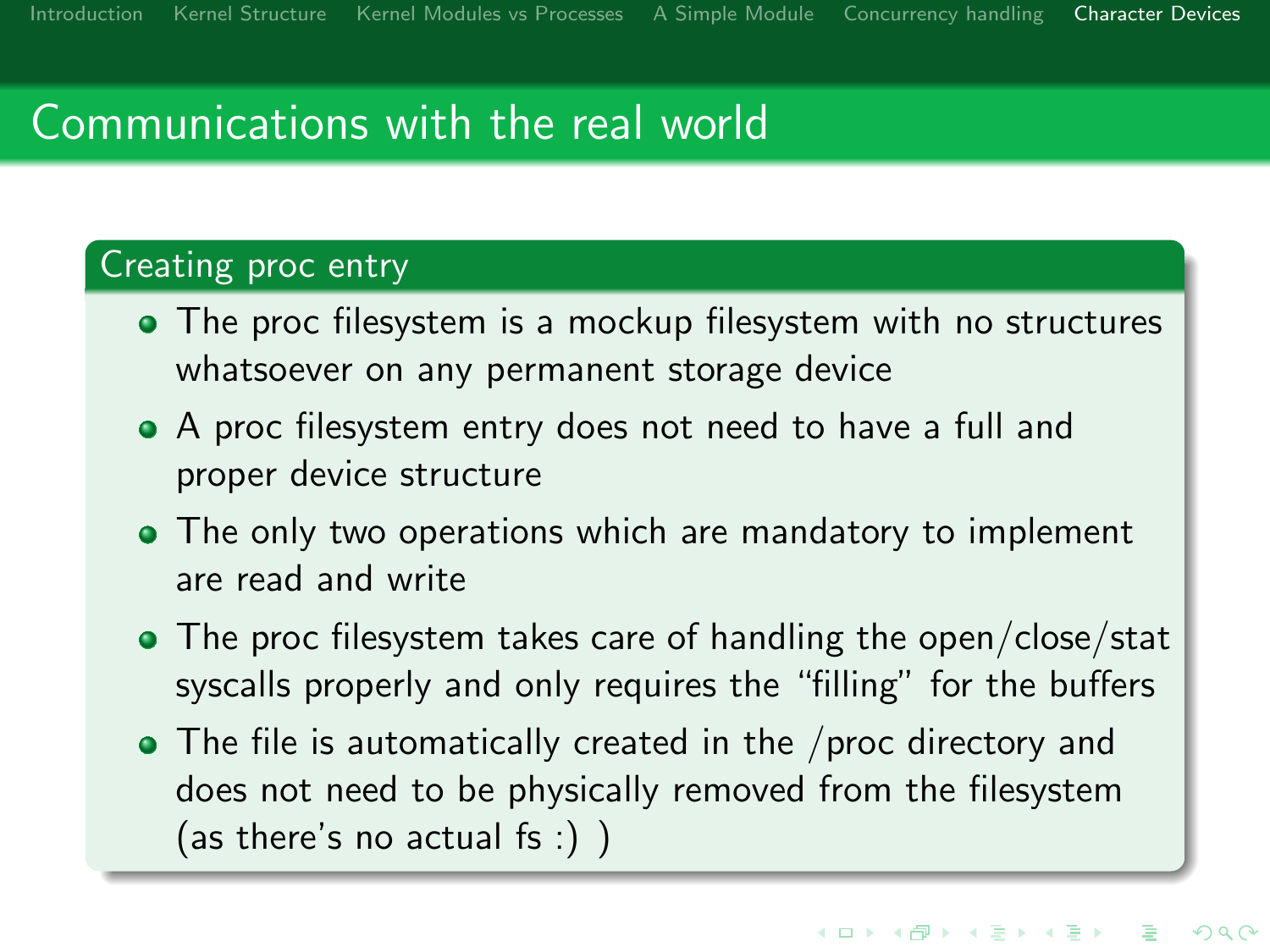# Communications with the real world

## Creating proc entry

- The proc filesystem is a mockup filesystem with no structures whatsoever on any permanent storage device
- A proc filesystem entry does not need to have a full and proper device structure
- The only two operations which are mandatory to implement are read and write
- The proc filesystem takes care of handling the open/close/stat syscalls properly and only requires the "filling" for the buffers
- The file is automatically created in the /proc directory and does not need to be physically removed from the filesystem (as there's no actual fs :) )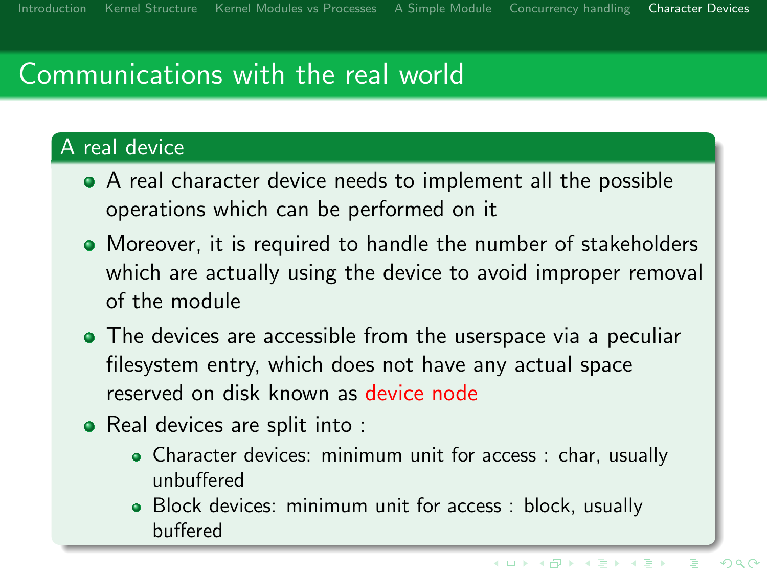# Communications with the real world

## A real device

- A real character device needs to implement all the possible operations which can be performed on it
- Moreover, it is required to handle the number of stakeholders which are actually using the device to avoid improper removal of the module
- The devices are accessible from the userspace via a peculiar filesystem entry, which does not have any actual space reserved on disk known as device node
- Real devices are split into :
  - Character devices: minimum unit for access : char, usually unbuffered
  - Block devices: minimum unit for access : block, usually buffered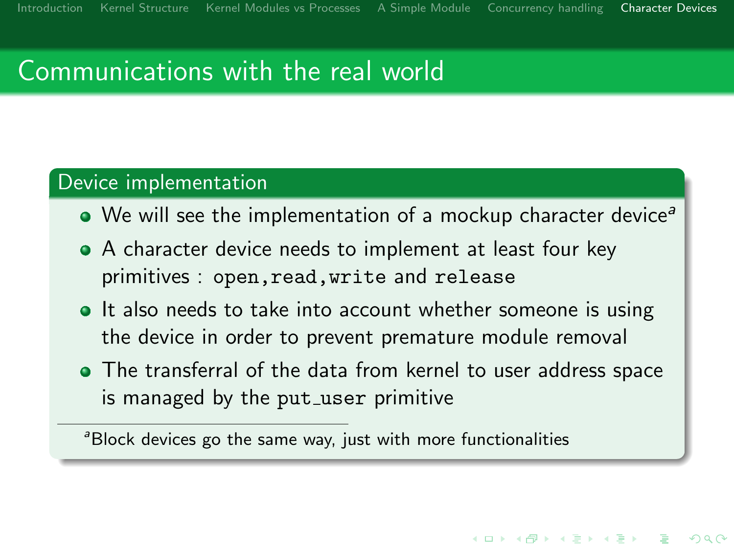# Communications with the real world

## Device implementation

- We will see the implementation of a mockup character device[a]
- A character device needs to implement at least four key primitives : `open`,`read`,`write` and `release`
- It also needs to take into account whether someone is using the device in order to prevent premature module removal
- The transferral of the data from kernel to user address space is managed by the `put_user` primitive

[a] Block devices go the same way, just with more functionalities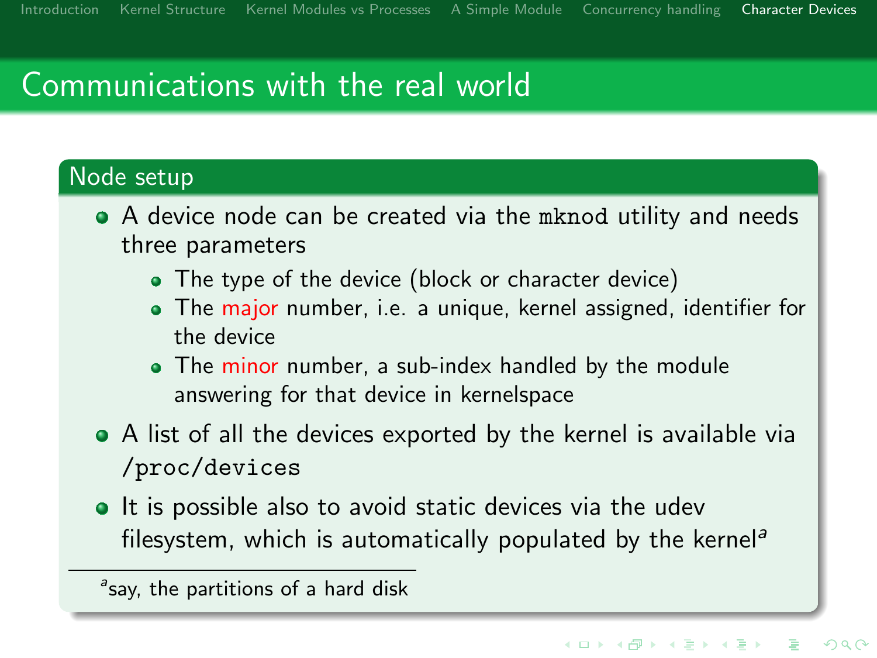# Communications with the real world

## Node setup

- A device node can be created via the `mknod` utility and needs three parameters
  - The type of the device (block or character device)
  - The major number, i.e. a unique, kernel assigned, identifier for the device
  - The minor number, a sub-index handled by the module answering for that device in kernelspace
- A list of all the devices exported by the kernel is available via `/proc/devices`
- It is possible also to avoid static devices via the udev filesystem, which is automatically populated by the kernel[a]

[a] say, the partitions of a hard disk